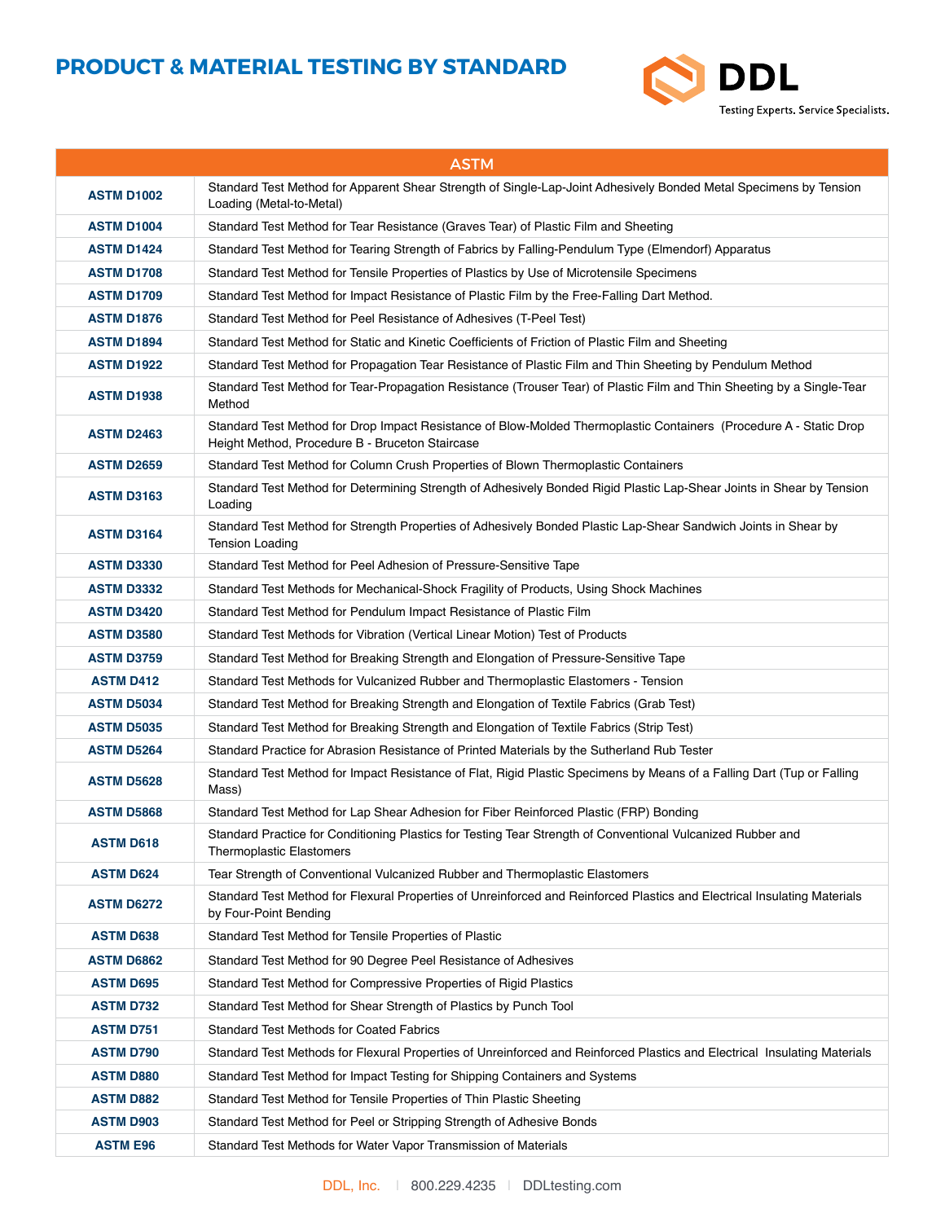# PRODUCT & MATERIAL TESTING BY STANDARD

DDL
Testing Experts. Service Specialists.

| ASTM | |
|---|---|
| **ASTM D1002** | Standard Test Method for Apparent Shear Strength of Single-Lap-Joint Adhesively Bonded Metal Specimens by Tension Loading (Metal-to-Metal) |
| **ASTM D1004** | Standard Test Method for Tear Resistance (Graves Tear) of Plastic Film and Sheeting |
| **ASTM D1424** | Standard Test Method for Tearing Strength of Fabrics by Falling-Pendulum Type (Elmendorf) Apparatus |
| **ASTM D1708** | Standard Test Method for Tensile Properties of Plastics by Use of Microtensile Specimens |
| **ASTM D1709** | Standard Test Method for Impact Resistance of Plastic Film by the Free-Falling Dart Method. |
| **ASTM D1876** | Standard Test Method for Peel Resistance of Adhesives (T-Peel Test) |
| **ASTM D1894** | Standard Test Method for Static and Kinetic Coefficients of Friction of Plastic Film and Sheeting |
| **ASTM D1922** | Standard Test Method for Propagation Tear Resistance of Plastic Film and Thin Sheeting by Pendulum Method |
| **ASTM D1938** | Standard Test Method for Tear-Propagation Resistance (Trouser Tear) of Plastic Film and Thin Sheeting by a Single-Tear Method |
| **ASTM D2463** | Standard Test Method for Drop Impact Resistance of Blow-Molded Thermoplastic Containers (Procedure A - Static Drop Height Method, Procedure B - Bruceton Staircase |
| **ASTM D2659** | Standard Test Method for Column Crush Properties of Blown Thermoplastic Containers |
| **ASTM D3163** | Standard Test Method for Determining Strength of Adhesively Bonded Rigid Plastic Lap-Shear Joints in Shear by Tension Loading |
| **ASTM D3164** | Standard Test Method for Strength Properties of Adhesively Bonded Plastic Lap-Shear Sandwich Joints in Shear by Tension Loading |
| **ASTM D3330** | Standard Test Method for Peel Adhesion of Pressure-Sensitive Tape |
| **ASTM D3332** | Standard Test Methods for Mechanical-Shock Fragility of Products, Using Shock Machines |
| **ASTM D3420** | Standard Test Method for Pendulum Impact Resistance of Plastic Film |
| **ASTM D3580** | Standard Test Methods for Vibration (Vertical Linear Motion) Test of Products |
| **ASTM D3759** | Standard Test Method for Breaking Strength and Elongation of Pressure-Sensitive Tape |
| **ASTM D412** | Standard Test Methods for Vulcanized Rubber and Thermoplastic Elastomers - Tension |
| **ASTM D5034** | Standard Test Method for Breaking Strength and Elongation of Textile Fabrics (Grab Test) |
| **ASTM D5035** | Standard Test Method for Breaking Strength and Elongation of Textile Fabrics (Strip Test) |
| **ASTM D5264** | Standard Practice for Abrasion Resistance of Printed Materials by the Sutherland Rub Tester |
| **ASTM D5628** | Standard Test Method for Impact Resistance of Flat, Rigid Plastic Specimens by Means of a Falling Dart (Tup or Falling Mass) |
| **ASTM D5868** | Standard Test Method for Lap Shear Adhesion for Fiber Reinforced Plastic (FRP) Bonding |
| **ASTM D618** | Standard Practice for Conditioning Plastics for Testing Tear Strength of Conventional Vulcanized Rubber and Thermoplastic Elastomers |
| **ASTM D624** | Tear Strength of Conventional Vulcanized Rubber and Thermoplastic Elastomers |
| **ASTM D6272** | Standard Test Method for Flexural Properties of Unreinforced and Reinforced Plastics and Electrical Insulating Materials by Four-Point Bending |
| **ASTM D638** | Standard Test Method for Tensile Properties of Plastic |
| **ASTM D6862** | Standard Test Method for 90 Degree Peel Resistance of Adhesives |
| **ASTM D695** | Standard Test Method for Compressive Properties of Rigid Plastics |
| **ASTM D732** | Standard Test Method for Shear Strength of Plastics by Punch Tool |
| **ASTM D751** | Standard Test Methods for Coated Fabrics |
| **ASTM D790** | Standard Test Methods for Flexural Properties of Unreinforced and Reinforced Plastics and Electrical Insulating Materials |
| **ASTM D880** | Standard Test Method for Impact Testing for Shipping Containers and Systems |
| **ASTM D882** | Standard Test Method for Tensile Properties of Thin Plastic Sheeting |
| **ASTM D903** | Standard Test Method for Peel or Stripping Strength of Adhesive Bonds |
| **ASTM E96** | Standard Test Methods for Water Vapor Transmission of Materials |

DDL, Inc. | 800.229.4235 | DDLtesting.com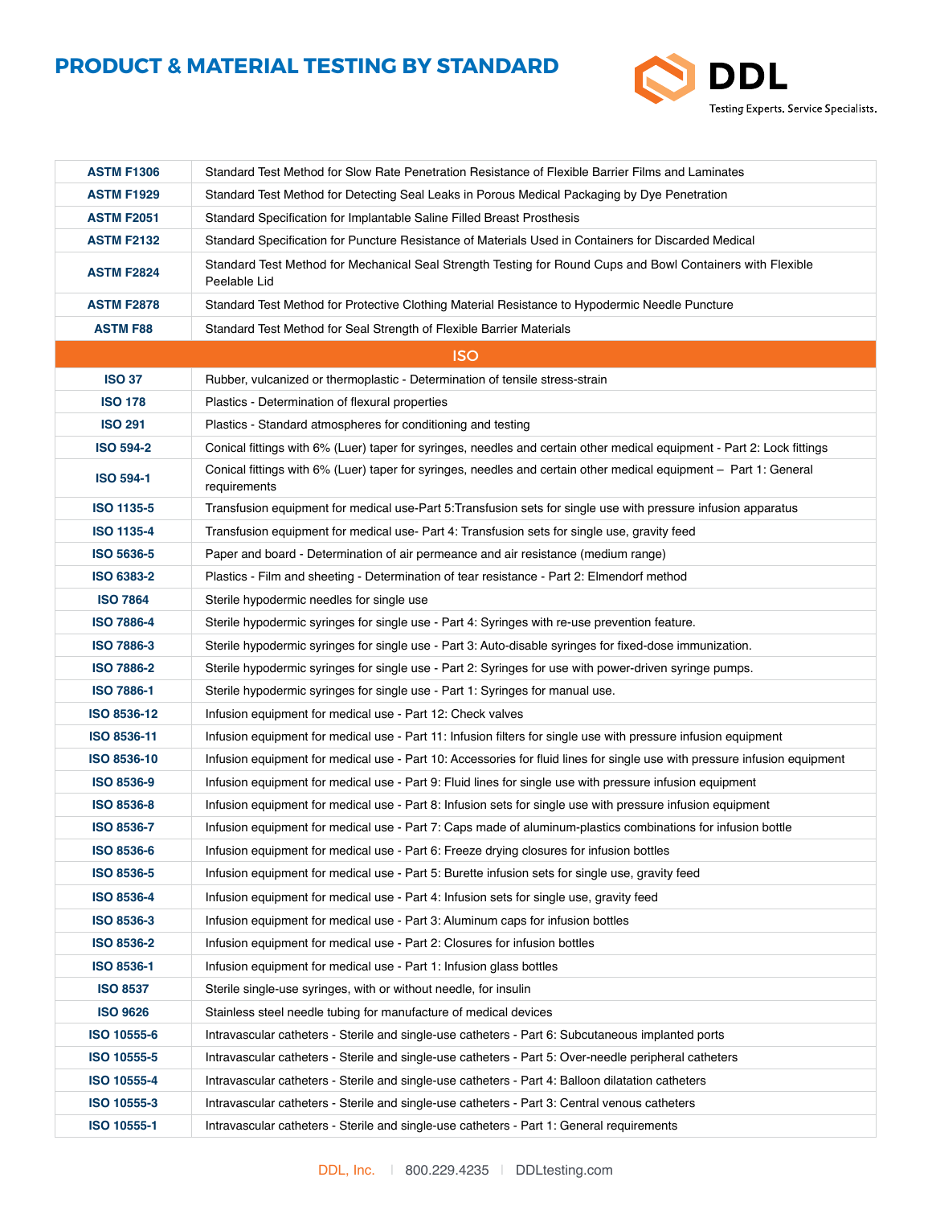# PRODUCT & MATERIAL TESTING BY STANDARD

| | |
|---|---|
| **ASTM F1306** | Standard Test Method for Slow Rate Penetration Resistance of Flexible Barrier Films and Laminates |
| **ASTM F1929** | Standard Test Method for Detecting Seal Leaks in Porous Medical Packaging by Dye Penetration |
| **ASTM F2051** | Standard Specification for Implantable Saline Filled Breast Prosthesis |
| **ASTM F2132** | Standard Specification for Puncture Resistance of Materials Used in Containers for Discarded Medical |
| **ASTM F2824** | Standard Test Method for Mechanical Seal Strength Testing for Round Cups and Bowl Containers with Flexible Peelable Lid |
| **ASTM F2878** | Standard Test Method for Protective Clothing Material Resistance to Hypodermic Needle Puncture |
| **ASTM F88** | Standard Test Method for Seal Strength of Flexible Barrier Materials |
| **ISO** | |
| **ISO 37** | Rubber, vulcanized or thermoplastic - Determination of tensile stress-strain |
| **ISO 178** | Plastics - Determination of flexural properties |
| **ISO 291** | Plastics - Standard atmospheres for conditioning and testing |
| **ISO 594-2** | Conical fittings with 6% (Luer) taper for syringes, needles and certain other medical equipment - Part 2: Lock fittings |
| **ISO 594-1** | Conical fittings with 6% (Luer) taper for syringes, needles and certain other medical equipment – Part 1: General requirements |
| **ISO 1135-5** | Transfusion equipment for medical use-Part 5:Transfusion sets for single use with pressure infusion apparatus |
| **ISO 1135-4** | Transfusion equipment for medical use- Part 4: Transfusion sets for single use, gravity feed |
| **ISO 5636-5** | Paper and board - Determination of air permeance and air resistance (medium range) |
| **ISO 6383-2** | Plastics - Film and sheeting - Determination of tear resistance - Part 2: Elmendorf method |
| **ISO 7864** | Sterile hypodermic needles for single use |
| **ISO 7886-4** | Sterile hypodermic syringes for single use - Part 4: Syringes with re-use prevention feature. |
| **ISO 7886-3** | Sterile hypodermic syringes for single use - Part 3: Auto-disable syringes for fixed-dose immunization. |
| **ISO 7886-2** | Sterile hypodermic syringes for single use - Part 2: Syringes for use with power-driven syringe pumps. |
| **ISO 7886-1** | Sterile hypodermic syringes for single use - Part 1: Syringes for manual use. |
| **ISO 8536-12** | Infusion equipment for medical use - Part 12: Check valves |
| **ISO 8536-11** | Infusion equipment for medical use - Part 11: Infusion filters for single use with pressure infusion equipment |
| **ISO 8536-10** | Infusion equipment for medical use - Part 10: Accessories for fluid lines for single use with pressure infusion equipment |
| **ISO 8536-9** | Infusion equipment for medical use - Part 9: Fluid lines for single use with pressure infusion equipment |
| **ISO 8536-8** | Infusion equipment for medical use - Part 8: Infusion sets for single use with pressure infusion equipment |
| **ISO 8536-7** | Infusion equipment for medical use - Part 7: Caps made of aluminum-plastics combinations for infusion bottle |
| **ISO 8536-6** | Infusion equipment for medical use - Part 6: Freeze drying closures for infusion bottles |
| **ISO 8536-5** | Infusion equipment for medical use - Part 5: Burette infusion sets for single use, gravity feed |
| **ISO 8536-4** | Infusion equipment for medical use - Part 4: Infusion sets for single use, gravity feed |
| **ISO 8536-3** | Infusion equipment for medical use - Part 3: Aluminum caps for infusion bottles |
| **ISO 8536-2** | Infusion equipment for medical use - Part 2: Closures for infusion bottles |
| **ISO 8536-1** | Infusion equipment for medical use - Part 1: Infusion glass bottles |
| **ISO 8537** | Sterile single-use syringes, with or without needle, for insulin |
| **ISO 9626** | Stainless steel needle tubing for manufacture of medical devices |
| **ISO 10555-6** | Intravascular catheters - Sterile and single-use catheters - Part 6: Subcutaneous implanted ports |
| **ISO 10555-5** | Intravascular catheters - Sterile and single-use catheters - Part 5: Over-needle peripheral catheters |
| **ISO 10555-4** | Intravascular catheters - Sterile and single-use catheters - Part 4: Balloon dilatation catheters |
| **ISO 10555-3** | Intravascular catheters - Sterile and single-use catheters - Part 3: Central venous catheters |
| **ISO 10555-1** | Intravascular catheters - Sterile and single-use catheters - Part 1: General requirements |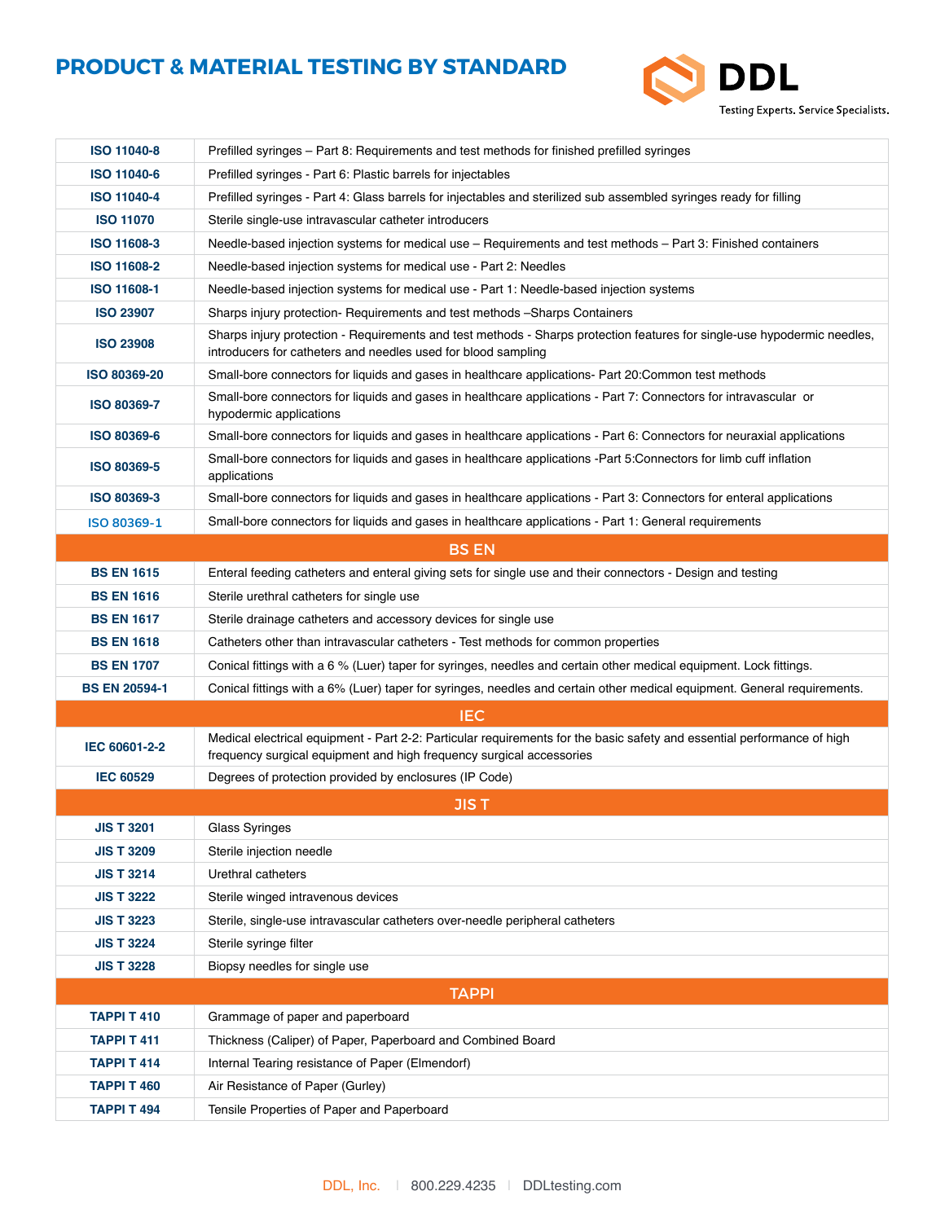# PRODUCT & MATERIAL TESTING BY STANDARD

DDL
Testing Experts. Service Specialists.

| Standard | Description |
|---|---|
| **ISO 11040-8** | Prefilled syringes – Part 8: Requirements and test methods for finished prefilled syringes |
| **ISO 11040-6** | Prefilled syringes - Part 6: Plastic barrels for injectables |
| **ISO 11040-4** | Prefilled syringes - Part 4: Glass barrels for injectables and sterilized sub assembled syringes ready for filling |
| **ISO 11070** | Sterile single-use intravascular catheter introducers |
| **ISO 11608-3** | Needle-based injection systems for medical use – Requirements and test methods – Part 3: Finished containers |
| **ISO 11608-2** | Needle-based injection systems for medical use - Part 2: Needles |
| **ISO 11608-1** | Needle-based injection systems for medical use - Part 1: Needle-based injection systems |
| **ISO 23907** | Sharps injury protection- Requirements and test methods –Sharps Containers |
| **ISO 23908** | Sharps injury protection - Requirements and test methods - Sharps protection features for single-use hypodermic needles, introducers for catheters and needles used for blood sampling |
| **ISO 80369-20** | Small-bore connectors for liquids and gases in healthcare applications- Part 20:Common test methods |
| **ISO 80369-7** | Small-bore connectors for liquids and gases in healthcare applications - Part 7: Connectors for intravascular or hypodermic applications |
| **ISO 80369-6** | Small-bore connectors for liquids and gases in healthcare applications - Part 6: Connectors for neuraxial applications |
| **ISO 80369-5** | Small-bore connectors for liquids and gases in healthcare applications -Part 5:Connectors for limb cuff inflation applications |
| **ISO 80369-3** | Small-bore connectors for liquids and gases in healthcare applications - Part 3: Connectors for enteral applications |
| ISO 80369-1 | Small-bore connectors for liquids and gases in healthcare applications - Part 1: General requirements |
| **BS EN** | |
| **BS EN 1615** | Enteral feeding catheters and enteral giving sets for single use and their connectors - Design and testing |
| **BS EN 1616** | Sterile urethral catheters for single use |
| **BS EN 1617** | Sterile drainage catheters and accessory devices for single use |
| **BS EN 1618** | Catheters other than intravascular catheters - Test methods for common properties |
| **BS EN 1707** | Conical fittings with a 6 % (Luer) taper for syringes, needles and certain other medical equipment. Lock fittings. |
| **BS EN 20594-1** | Conical fittings with a 6% (Luer) taper for syringes, needles and certain other medical equipment. General requirements. |
| **IEC** | |
| **IEC 60601-2-2** | Medical electrical equipment - Part 2-2: Particular requirements for the basic safety and essential performance of high frequency surgical equipment and high frequency surgical accessories |
| **IEC 60529** | Degrees of protection provided by enclosures (IP Code) |
| **JIS T** | |
| **JIS T 3201** | Glass Syringes |
| **JIS T 3209** | Sterile injection needle |
| **JIS T 3214** | Urethral catheters |
| **JIS T 3222** | Sterile winged intravenous devices |
| **JIS T 3223** | Sterile, single-use intravascular catheters over-needle peripheral catheters |
| **JIS T 3224** | Sterile syringe filter |
| **JIS T 3228** | Biopsy needles for single use |
| **TAPPI** | |
| **TAPPI T 410** | Grammage of paper and paperboard |
| **TAPPI T 411** | Thickness (Caliper) of Paper, Paperboard and Combined Board |
| **TAPPI T 414** | Internal Tearing resistance of Paper (Elmendorf) |
| **TAPPI T 460** | Air Resistance of Paper (Gurley) |
| **TAPPI T 494** | Tensile Properties of Paper and Paperboard |

DDL, Inc. | 800.229.4235 | DDLtesting.com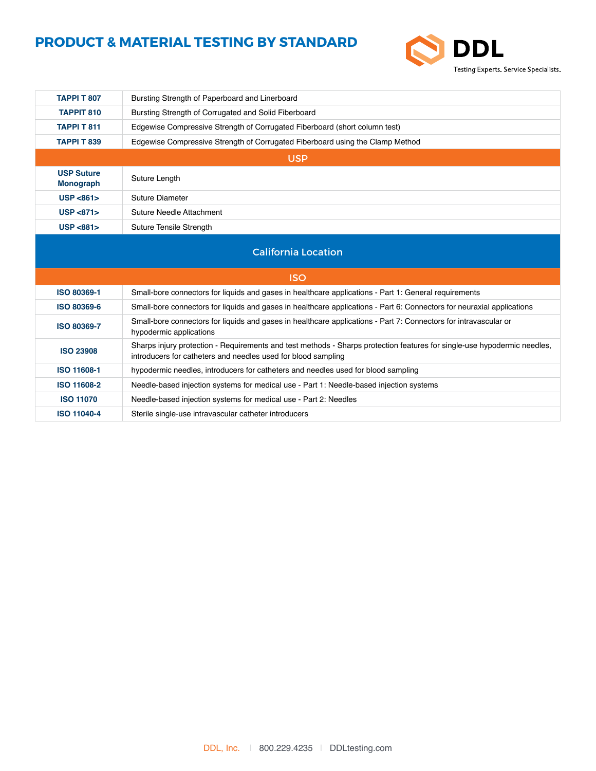# PRODUCT & MATERIAL TESTING BY STANDARD

| | |
|---|---|
| **TAPPI T 807** | Bursting Strength of Paperboard and Linerboard |
| **TAPPIT 810** | Bursting Strength of Corrugated and Solid Fiberboard |
| **TAPPI T 811** | Edgewise Compressive Strength of Corrugated Fiberboard (short column test) |
| **TAPPI T 839** | Edgewise Compressive Strength of Corrugated Fiberboard using the Clamp Method |
| **USP** | |
| **USP Suture Monograph** | Suture Length |
| **USP <861>** | Suture Diameter |
| **USP <871>** | Suture Needle Attachment |
| **USP <881>** | Suture Tensile Strength |
| **California Location** | |
| **ISO** | |
| **ISO 80369-1** | Small-bore connectors for liquids and gases in healthcare applications - Part 1: General requirements |
| **ISO 80369-6** | Small-bore connectors for liquids and gases in healthcare applications - Part 6: Connectors for neuraxial applications |
| **ISO 80369-7** | Small-bore connectors for liquids and gases in healthcare applications - Part 7: Connectors for intravascular or hypodermic applications |
| **ISO 23908** | Sharps injury protection - Requirements and test methods - Sharps protection features for single-use hypodermic needles, introducers for catheters and needles used for blood sampling |
| **ISO 11608-1** | hypodermic needles, introducers for catheters and needles used for blood sampling |
| **ISO 11608-2** | Needle-based injection systems for medical use - Part 1: Needle-based injection systems |
| **ISO 11070** | Needle-based injection systems for medical use - Part 2: Needles |
| **ISO 11040-4** | Sterile single-use intravascular catheter introducers |

DDL, Inc. | 800.229.4235 | DDLtesting.com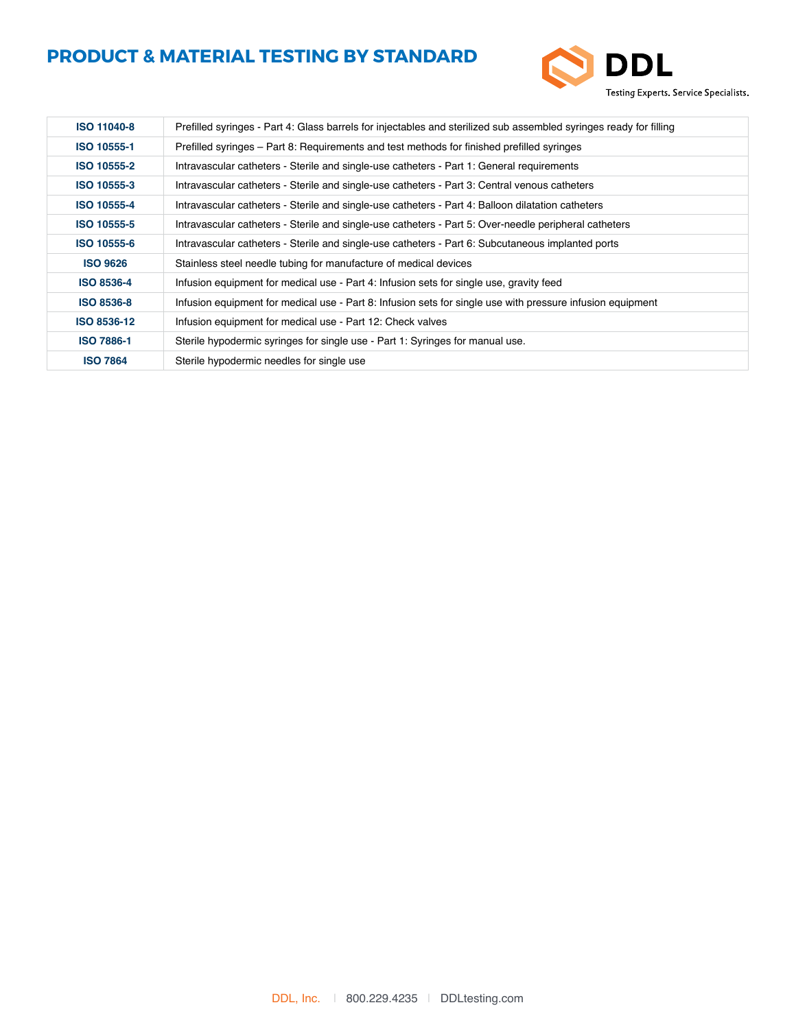# PRODUCT & MATERIAL TESTING BY STANDARD

| | |
|---|---|
| **ISO 11040-8** | Prefilled syringes - Part 4: Glass barrels for injectables and sterilized sub assembled syringes ready for filling |
| **ISO 10555-1** | Prefilled syringes – Part 8: Requirements and test methods for finished prefilled syringes |
| **ISO 10555-2** | Intravascular catheters - Sterile and single-use catheters - Part 1: General requirements |
| **ISO 10555-3** | Intravascular catheters - Sterile and single-use catheters - Part 3: Central venous catheters |
| **ISO 10555-4** | Intravascular catheters - Sterile and single-use catheters - Part 4: Balloon dilatation catheters |
| **ISO 10555-5** | Intravascular catheters - Sterile and single-use catheters - Part 5: Over-needle peripheral catheters |
| **ISO 10555-6** | Intravascular catheters - Sterile and single-use catheters - Part 6: Subcutaneous implanted ports |
| **ISO 9626** | Stainless steel needle tubing for manufacture of medical devices |
| **ISO 8536-4** | Infusion equipment for medical use - Part 4: Infusion sets for single use, gravity feed |
| **ISO 8536-8** | Infusion equipment for medical use - Part 8: Infusion sets for single use with pressure infusion equipment |
| **ISO 8536-12** | Infusion equipment for medical use - Part 12: Check valves |
| **ISO 7886-1** | Sterile hypodermic syringes for single use - Part 1: Syringes for manual use. |
| **ISO 7864** | Sterile hypodermic needles for single use |